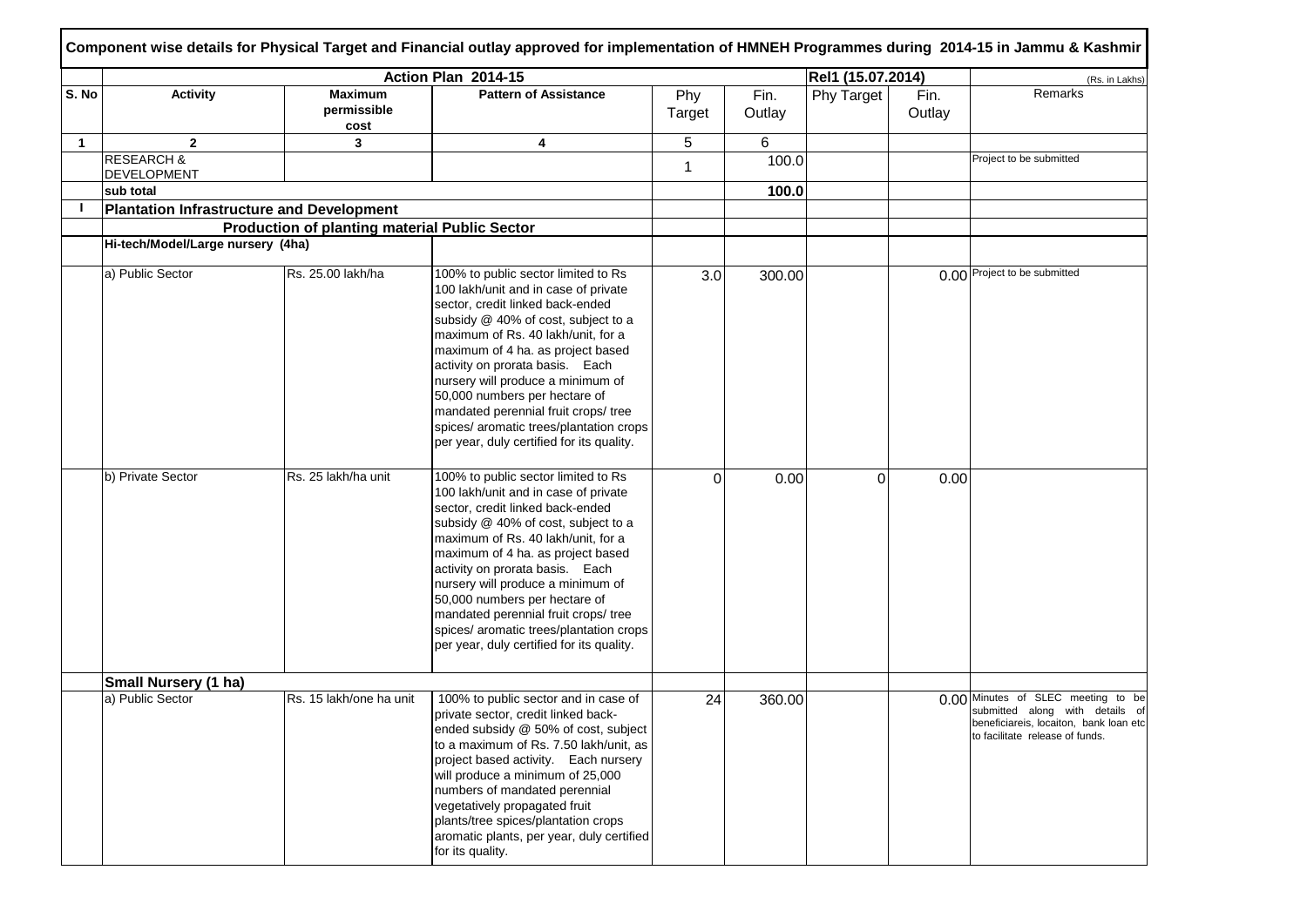# Component wise details for Physical Target and Financial outlay approved for implementation of HMNEH Programmes during 2014-15 in Jammu & Kashmir

| S. No | Activity | Maximum permissible cost | Pattern of Assistance | Phy Target | Fin. Outlay | Phy Target | Fin. Outlay | Remarks |
|---|---|---|---|---|---|---|---|---|
| | Action Plan 2014-15 | | | | | Rel1 (15.07.2014) | | (Rs. in Lakhs) |
| 1 | 2 | 3 | 4 | 5 | 6 | | | |
| | RESEARCH & DEVELOPMENT | | | 1 | 100.0 | | | Project to be submitted |
| | sub total | | | | **100.0** | | | |
| I | **Plantation Infrastructure and Development** | | | | | | | |
| | **Production of planting material Public Sector** | | | | | | | |
| | **Hi-tech/Model/Large nursery (4ha)** | | | | | | | |
| | a) Public Sector | Rs. 25.00 lakh/ha | 100% to public sector limited to Rs 100 lakh/unit and in case of private sector, credit linked back-ended subsidy @ 40% of cost, subject to a maximum of Rs. 40 lakh/unit, for a maximum of 4 ha. as project based activity on prorata basis. Each nursery will produce a minimum of 50,000 numbers per hectare of mandated perennial fruit crops/ tree spices/ aromatic trees/plantation crops per year, duly certified for its quality. | 3.0 | 300.00 | | 0.00 | Project to be submitted |
| | b) Private Sector | Rs. 25 lakh/ha unit | 100% to public sector limited to Rs 100 lakh/unit and in case of private sector, credit linked back-ended subsidy @ 40% of cost, subject to a maximum of Rs. 40 lakh/unit, for a maximum of 4 ha. as project based activity on prorata basis. Each nursery will produce a minimum of 50,000 numbers per hectare of mandated perennial fruit crops/ tree spices/ aromatic trees/plantation crops per year, duly certified for its quality. | 0 | 0.00 | 0 | 0.00 | |
| | **Small Nursery (1 ha)** | | | | | | | |
| | a) Public Sector | Rs. 15 lakh/one ha unit | 100% to public sector and in case of private sector, credit linked back-ended subsidy @ 50% of cost, subject to a maximum of Rs. 7.50 lakh/unit, as project based activity. Each nursery will produce a minimum of 25,000 numbers of mandated perennial vegetatively propagated fruit plants/tree spices/plantation crops aromatic plants, per year, duly certified for its quality. | 24 | 360.00 | | 0.00 | Minutes of SLEC meeting to be submitted along with details of beneficiareis, locaiton, bank loan etc to facilitate release of funds. |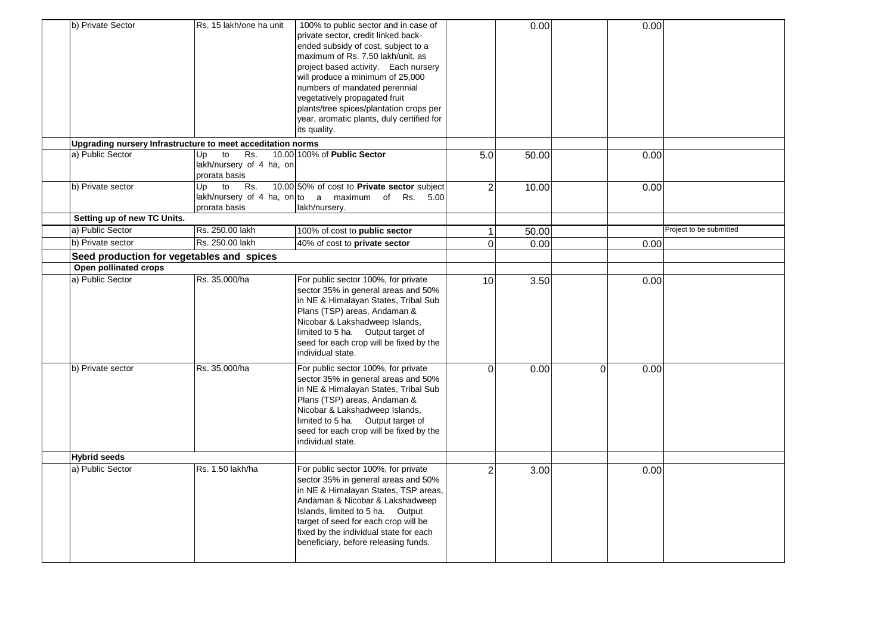| | | | | | | | |
|---|---|---|---|---|---|---|---|
| b) Private Sector | Rs. 15 lakh/one ha unit | 100% to public sector and in case of private sector, credit linked back-ended subsidy of cost, subject to a maximum of Rs. 7.50 lakh/unit, as project based activity. Each nursery will produce a minimum of 25,000 numbers of mandated perennial vegetatively propagated fruit plants/tree spices/plantation crops per year, aromatic plants, duly certified for its quality. | | 0.00 | | 0.00 | |
| **Upgrading nursery Infrastructure to meet acceditation norms** | | | | | | | |
| a) Public Sector | Up to Rs. 10.00 lakh/nursery of 4 ha, on prorata basis | 100% of **Public Sector** | 5.0 | 50.00 | | 0.00 | |
| b) Private sector | Up to Rs. 10.00 lakh/nursery of 4 ha, on prorata basis | 50% of cost to **Private sector** subject to a maximum of Rs. 5.00 lakh/nursery. | 2 | 10.00 | | 0.00 | |
| **Setting up of new TC Units.** | | | | | | | |
| a) Public Sector | Rs. 250.00 lakh | 100% of cost to **public sector** | 1 | 50.00 | | | Project to be submitted |
| b) Private sector | Rs. 250.00 lakh | 40% of cost to **private sector** | 0 | 0.00 | | 0.00 | |
| **Seed production for vegetables and spices** | | | | | | | |
| **Open pollinated crops** | | | | | | | |
| a) Public Sector | Rs. 35,000/ha | For public sector 100%, for private sector 35% in general areas and 50% in NE & Himalayan States, Tribal Sub Plans (TSP) areas, Andaman & Nicobar & Lakshadweep Islands, limited to 5 ha. Output target of seed for each crop will be fixed by the individual state. | 10 | 3.50 | | 0.00 | |
| b) Private sector | Rs. 35,000/ha | For public sector 100%, for private sector 35% in general areas and 50% in NE & Himalayan States, Tribal Sub Plans (TSP) areas, Andaman & Nicobar & Lakshadweep Islands, limited to 5 ha. Output target of seed for each crop will be fixed by the individual state. | 0 | 0.00 | 0 | 0.00 | |
| **Hybrid seeds** | | | | | | | |
| a) Public Sector | Rs. 1.50 lakh/ha | For public sector 100%, for private sector 35% in general areas and 50% in NE & Himalayan States, TSP areas, Andaman & Nicobar & Lakshadweep Islands, limited to 5 ha. Output target of seed for each crop will be fixed by the individual state for each beneficiary, before releasing funds. | 2 | 3.00 | | 0.00 | |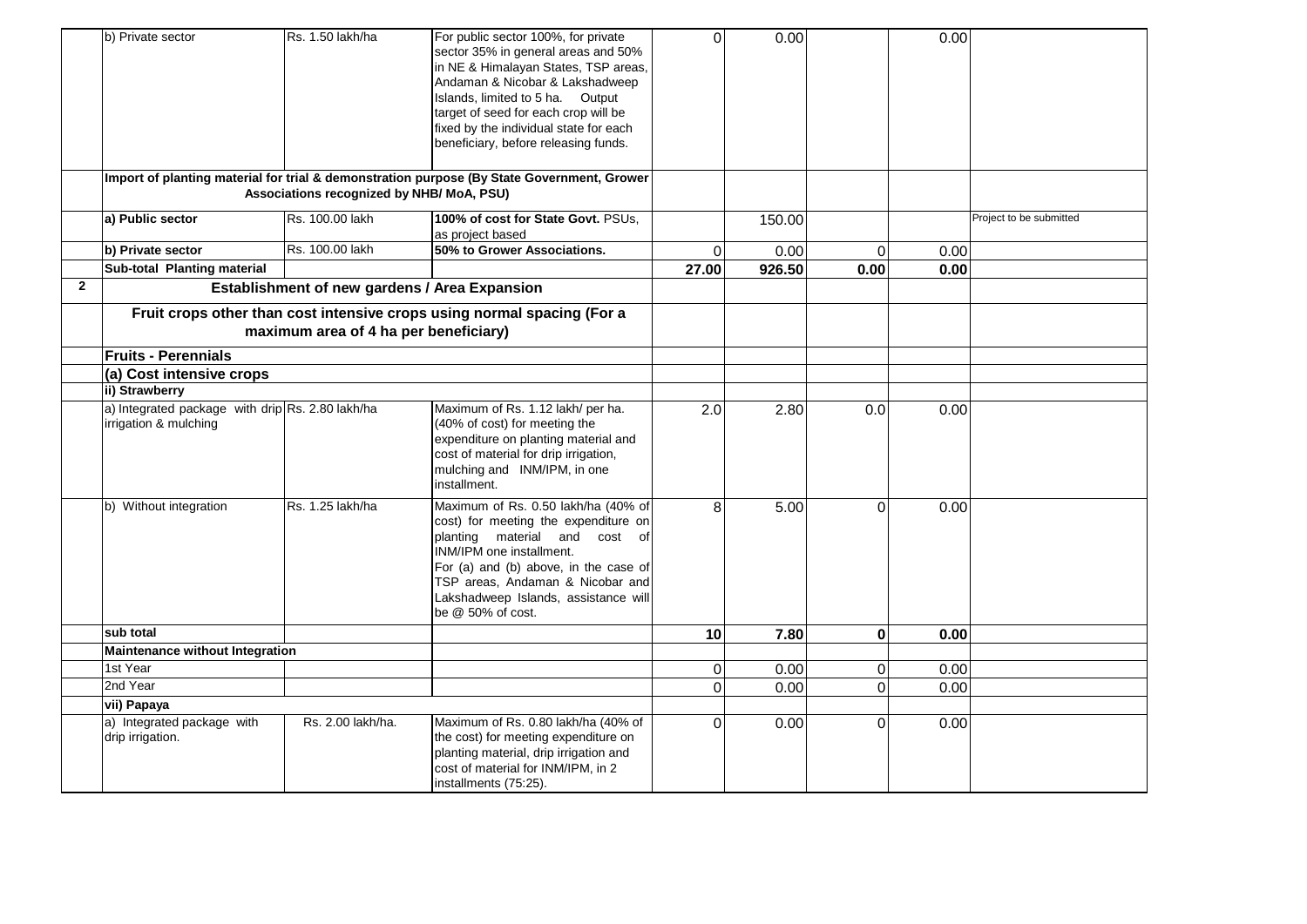| | | | | | | | | |
|---|---|---|---|---|---|---|---|---|
| | b) Private sector | Rs. 1.50 lakh/ha | For public sector 100%, for private sector 35% in general areas and 50% in NE & Himalayan States, TSP areas, Andaman & Nicobar & Lakshadweep Islands, limited to 5 ha. Output target of seed for each crop will be fixed by the individual state for each beneficiary, before releasing funds. | 0 | 0.00 | | 0.00 | |
| | **Import of planting material for trial & demonstration purpose (By State Government, Grower Associations recognized by NHB/ MoA, PSU)** | | | | | | | |
| | **a) Public sector** | Rs. 100.00 lakh | **100% of cost for State Govt.** PSUs, as project based | | 150.00 | | | Project to be submitted |
| | **b) Private sector** | Rs. 100.00 lakh | **50% to Grower Associations.** | 0 | 0.00 | 0 | 0.00 | |
| | **Sub-total Planting material** | | | **27.00** | **926.50** | **0.00** | **0.00** | |
| **2** | **Establishment of new gardens / Area Expansion** | | | | | | | |
| | **Fruit crops other than cost intensive crops using normal spacing (For a maximum area of 4 ha per beneficiary)** | | | | | | | |
| | **Fruits - Perennials** | | | | | | | |
| | **(a) Cost intensive crops** | | | | | | | |
| | **ii) Strawberry** | | | | | | | |
| | a) Integrated package with drip irrigation & mulching | Rs. 2.80 lakh/ha | Maximum of Rs. 1.12 lakh/ per ha. (40% of cost) for meeting the expenditure on planting material and cost of material for drip irrigation, mulching and INM/IPM, in one installment. | 2.0 | 2.80 | 0.0 | 0.00 | |
| | b) Without integration | Rs. 1.25 lakh/ha | Maximum of Rs. 0.50 lakh/ha (40% of cost) for meeting the expenditure on planting material and cost of INM/IPM one installment. For (a) and (b) above, in the case of TSP areas, Andaman & Nicobar and Lakshadweep Islands, assistance will be @ 50% of cost. | 8 | 5.00 | 0 | 0.00 | |
| | **sub total** | | | **10** | **7.80** | **0** | **0.00** | |
| | **Maintenance without Integration** | | | | | | | |
| | 1st Year | | | 0 | 0.00 | 0 | 0.00 | |
| | 2nd Year | | | 0 | 0.00 | 0 | 0.00 | |
| | **vii) Papaya** | | | | | | | |
| | a) Integrated package with drip irrigation. | Rs. 2.00 lakh/ha. | Maximum of Rs. 0.80 lakh/ha (40% of the cost) for meeting expenditure on planting material, drip irrigation and cost of material for INM/IPM, in 2 installments (75:25). | 0 | 0.00 | 0 | 0.00 | |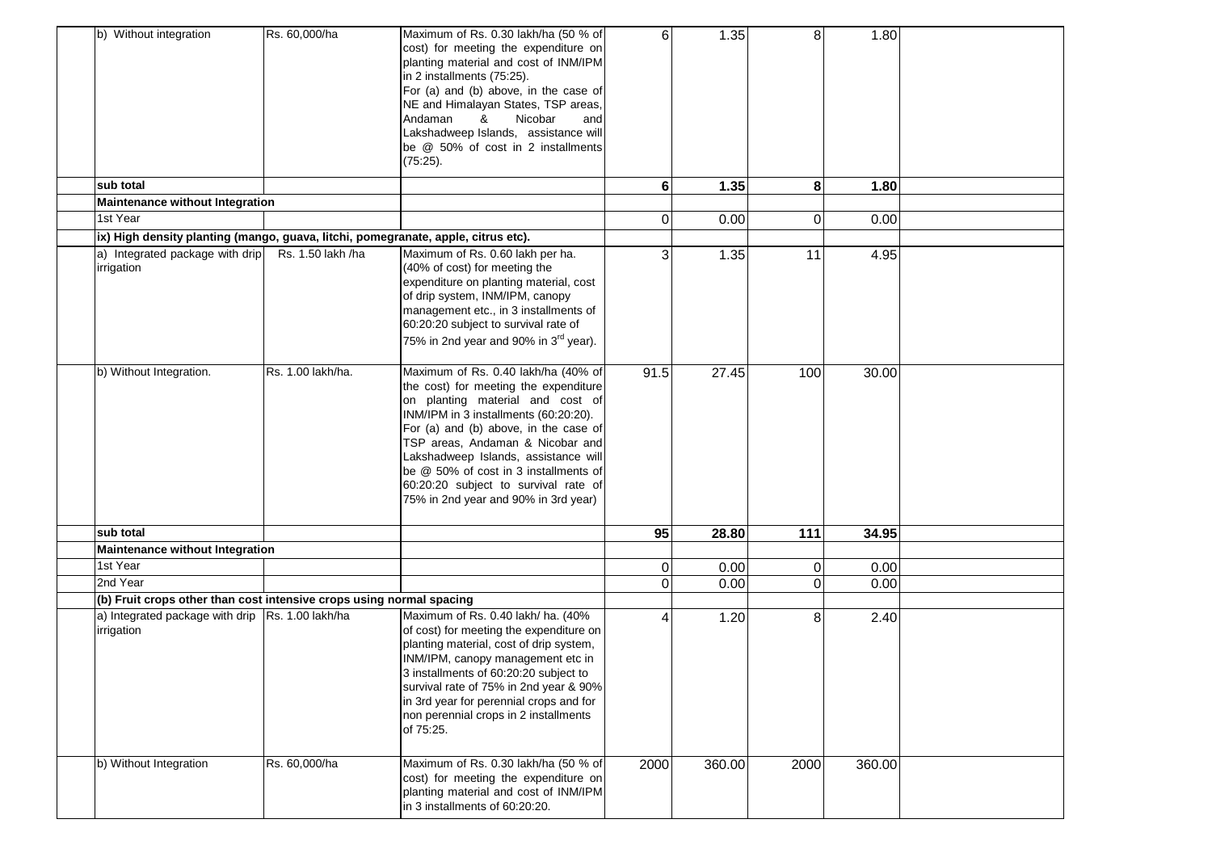| | | | | | | | |
|---|---|---|---|---|---|---|---|
| b) Without integration | Rs. 60,000/ha | Maximum of Rs. 0.30 lakh/ha (50 % of cost) for meeting the expenditure on planting material and cost of INM/IPM in 2 installments (75:25). For (a) and (b) above, in the case of NE and Himalayan States, TSP areas, Andaman & Nicobar and Lakshadweep Islands, assistance will be @ 50% of cost in 2 installments (75:25). | 6 | 1.35 | 8 | 1.80 | |
| **sub total** | | | **6** | **1.35** | **8** | **1.80** | |
| **Maintenance without Integration** | | | | | | | |
| 1st Year | | | 0 | 0.00 | 0 | 0.00 | |
| **ix) High density planting (mango, guava, litchi, pomegranate, apple, citrus etc).** | | | | | | | |
| a) Integrated package with drip irrigation | Rs. 1.50 lakh /ha | Maximum of Rs. 0.60 lakh per ha. (40% of cost) for meeting the expenditure on planting material, cost of drip system, INM/IPM, canopy management etc., in 3 installments of 60:20:20 subject to survival rate of 75% in 2nd year and 90% in 3rd year). | 3 | 1.35 | 11 | 4.95 | |
| b) Without Integration. | Rs. 1.00 lakh/ha. | Maximum of Rs. 0.40 lakh/ha (40% of the cost) for meeting the expenditure on planting material and cost of INM/IPM in 3 installments (60:20:20). For (a) and (b) above, in the case of TSP areas, Andaman & Nicobar and Lakshadweep Islands, assistance will be @ 50% of cost in 3 installments of 60:20:20 subject to survival rate of 75% in 2nd year and 90% in 3rd year) | 91.5 | 27.45 | 100 | 30.00 | |
| **sub total** | | | **95** | **28.80** | **111** | **34.95** | |
| **Maintenance without Integration** | | | | | | | |
| 1st Year | | | 0 | 0.00 | 0 | 0.00 | |
| 2nd Year | | | 0 | 0.00 | 0 | 0.00 | |
| **(b) Fruit crops other than cost intensive crops using normal spacing** | | | | | | | |
| a) Integrated package with drip irrigation | Rs. 1.00 lakh/ha | Maximum of Rs. 0.40 lakh/ ha. (40% of cost) for meeting the expenditure on planting material, cost of drip system, INM/IPM, canopy management etc in 3 installments of 60:20:20 subject to survival rate of 75% in 2nd year & 90% in 3rd year for perennial crops and for non perennial crops in 2 installments of 75:25. | 4 | 1.20 | 8 | 2.40 | |
| b) Without Integration | Rs. 60,000/ha | Maximum of Rs. 0.30 lakh/ha (50 % of cost) for meeting the expenditure on planting material and cost of INM/IPM in 3 installments of 60:20:20. | 2000 | 360.00 | 2000 | 360.00 | |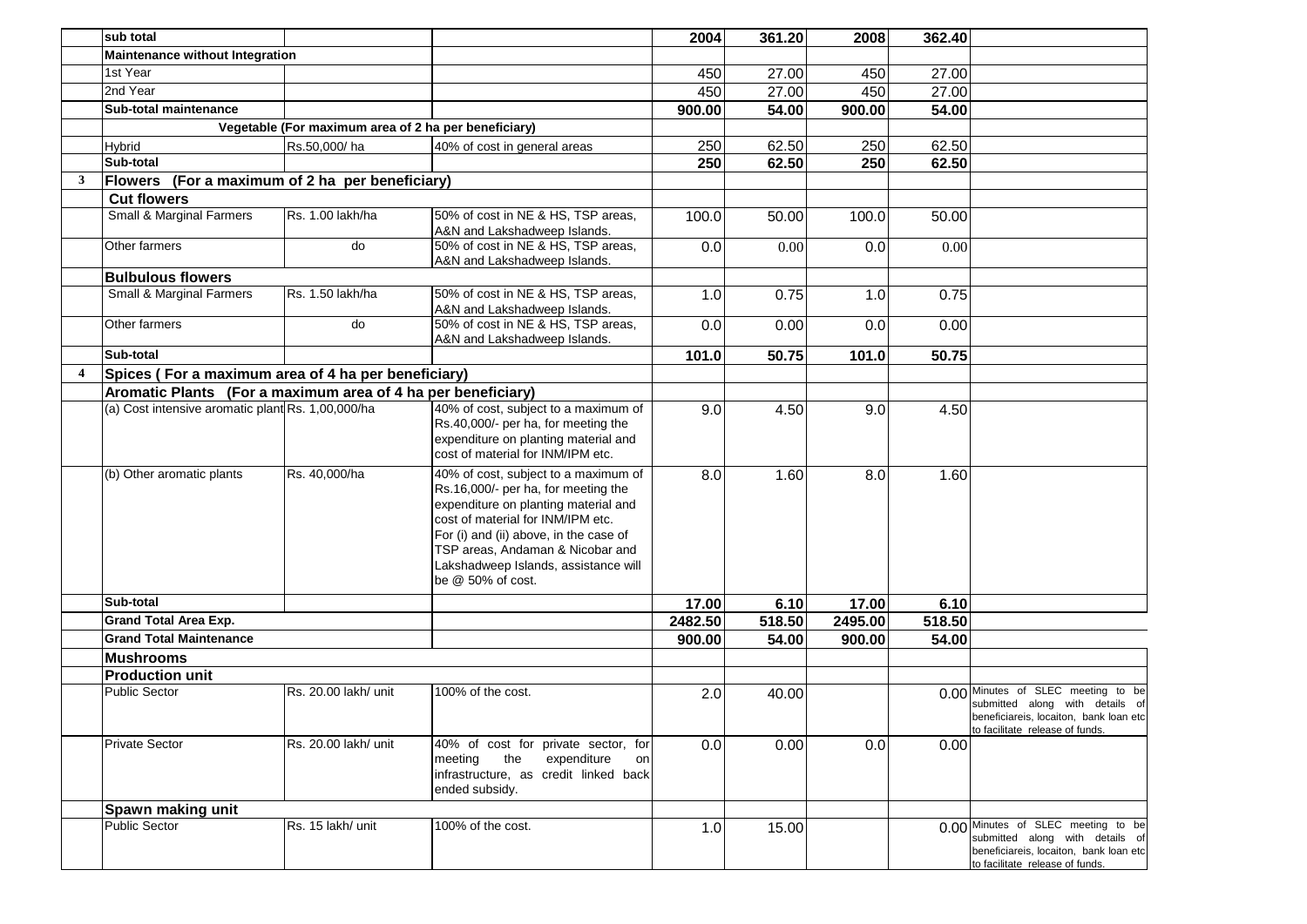| | | | | | | | | |
|---|---|---|---|---|---|---|---|---|
| | **sub total** | | | **2004** | **361.20** | **2008** | **362.40** | |
| | **Maintenance without Integration** | | | | | | | |
| | 1st Year | | | 450 | 27.00 | 450 | 27.00 | |
| | 2nd Year | | | 450 | 27.00 | 450 | 27.00 | |
| | **Sub-total maintenance** | | | **900.00** | **54.00** | **900.00** | **54.00** | |
| | | **Vegetable (For maximum area of 2 ha per beneficiary)** | | | | | | |
| | Hybrid | Rs.50,000/ ha | 40% of cost in general areas | 250 | 62.50 | 250 | 62.50 | |
| | **Sub-total** | | | **250** | **62.50** | **250** | **62.50** | |
| **3** | **Flowers (For a maximum of 2 ha per beneficiary)** | | | | | | | |
| | **Cut flowers** | | | | | | | |
| | Small & Marginal Farmers | Rs. 1.00 lakh/ha | 50% of cost in NE & HS, TSP areas, A&N and Lakshadweep Islands. | 100.0 | 50.00 | 100.0 | 50.00 | |
| | Other farmers | do | 50% of cost in NE & HS, TSP areas, A&N and Lakshadweep Islands. | 0.0 | 0.00 | 0.0 | 0.00 | |
| | **Bulbulous flowers** | | | | | | | |
| | Small & Marginal Farmers | Rs. 1.50 lakh/ha | 50% of cost in NE & HS, TSP areas, A&N and Lakshadweep Islands. | 1.0 | 0.75 | 1.0 | 0.75 | |
| | Other farmers | do | 50% of cost in NE & HS, TSP areas, A&N and Lakshadweep Islands. | 0.0 | 0.00 | 0.0 | 0.00 | |
| | **Sub-total** | | | **101.0** | **50.75** | **101.0** | **50.75** | |
| **4** | **Spices ( For a maximum area of 4 ha per beneficiary)** | | | | | | | |
| | **Aromatic Plants (For a maximum area of 4 ha per beneficiary)** | | | | | | | |
| | (a) Cost intensive aromatic plant | Rs. 1,00,000/ha | 40% of cost, subject to a maximum of Rs.40,000/- per ha, for meeting the expenditure on planting material and cost of material for INM/IPM etc. | 9.0 | 4.50 | 9.0 | 4.50 | |
| | (b) Other aromatic plants | Rs. 40,000/ha | 40% of cost, subject to a maximum of Rs.16,000/- per ha, for meeting the expenditure on planting material and cost of material for INM/IPM etc. For (i) and (ii) above, in the case of TSP areas, Andaman & Nicobar and Lakshadweep Islands, assistance will be @ 50% of cost. | 8.0 | 1.60 | 8.0 | 1.60 | |
| | **Sub-total** | | | **17.00** | **6.10** | **17.00** | **6.10** | |
| | **Grand Total Area Exp.** | | | **2482.50** | **518.50** | **2495.00** | **518.50** | |
| | **Grand Total Maintenance** | | | **900.00** | **54.00** | **900.00** | **54.00** | |
| | **Mushrooms** | | | | | | | |
| | **Production unit** | | | | | | | |
| | Public Sector | Rs. 20.00 lakh/ unit | 100% of the cost. | 2.0 | 40.00 | | 0.00 | Minutes of SLEC meeting to be submitted along with details of beneficiareis, locaiton, bank loan etc to facilitate release of funds. |
| | Private Sector | Rs. 20.00 lakh/ unit | 40% of cost for private sector, for meeting the expenditure on infrastructure, as credit linked back ended subsidy. | 0.0 | 0.00 | 0.0 | 0.00 | |
| | **Spawn making unit** | | | | | | | |
| | Public Sector | Rs. 15 lakh/ unit | 100% of the cost. | 1.0 | 15.00 | | 0.00 | Minutes of SLEC meeting to be submitted along with details of beneficiareis, locaiton, bank loan etc to facilitate release of funds. |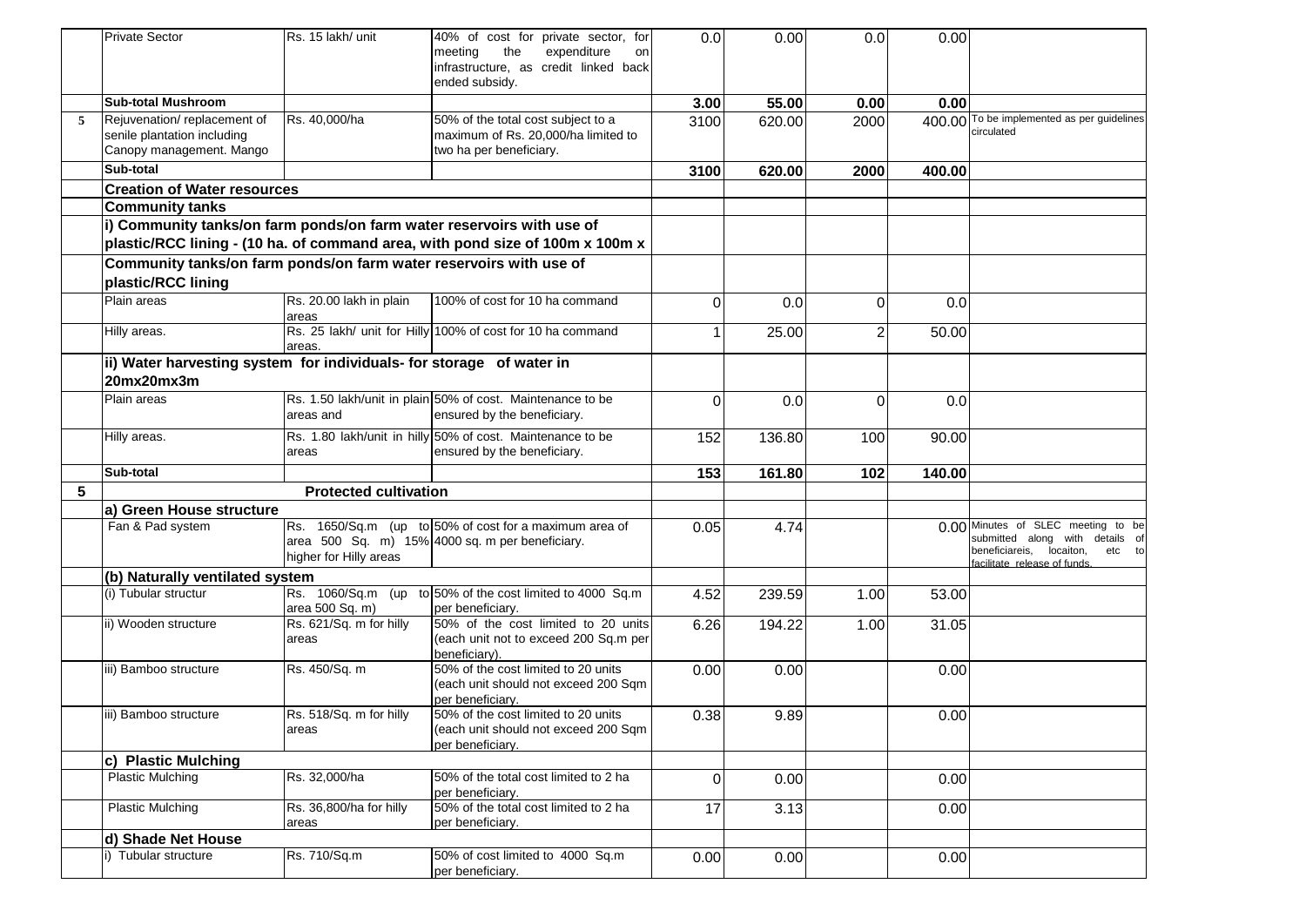|   |   |   |   |   |   |   |   |   |
|---|---|---|---|---|---|---|---|---|
|   | Private Sector | Rs. 15 lakh/ unit | 40% of cost for private sector, for meeting the expenditure on infrastructure, as credit linked back ended subsidy. | 0.0 | 0.00 | 0.0 | 0.00 |   |
|   | **Sub-total Mushroom** |   |   | **3.00** | **55.00** | **0.00** | **0.00** |   |
| 5 | Rejuvenation/ replacement of senile plantation including Canopy management. Mango | Rs. 40,000/ha | 50% of the total cost subject to a maximum of Rs. 20,000/ha limited to two ha per beneficiary. | 3100 | 620.00 | 2000 | 400.00 | To be implemented as per guidelines circulated |
|   | **Sub-total** |   |   | **3100** | **620.00** | **2000** | **400.00** |   |
|   | **Creation of Water resources** |   |   |   |   |   |   |   |
|   | **Community tanks** |   |   |   |   |   |   |   |
|   | **i) Community tanks/on farm ponds/on farm water reservoirs with use of plastic/RCC lining - (10 ha. of command area, with pond size of 100m x 100m x** |   |   |   |   |   |   |   |
|   | **Community tanks/on farm ponds/on farm water reservoirs with use of plastic/RCC lining** |   |   |   |   |   |   |   |
|   | Plain areas | Rs. 20.00 lakh in plain areas | 100% of cost for 10 ha command | 0 | 0.0 | 0 | 0.0 |   |
|   | Hilly areas. | Rs. 25 lakh/ unit for Hilly areas. | 100% of cost for 10 ha command | 1 | 25.00 | 2 | 50.00 |   |
|   | **ii) Water harvesting system for individuals- for storage of water in 20mx20mx3m** |   |   |   |   |   |   |   |
|   | Plain areas | Rs. 1.50 lakh/unit in plain areas and | 50% of cost. Maintenance to be ensured by the beneficiary. | 0 | 0.0 | 0 | 0.0 |   |
|   | Hilly areas. | Rs. 1.80 lakh/unit in hilly areas | 50% of cost. Maintenance to be ensured by the beneficiary. | 152 | 136.80 | 100 | 90.00 |   |
|   | **Sub-total** |   |   | **153** | **161.80** | **102** | **140.00** |   |
| **5** | **Protected cultivation** |   |   |   |   |   |   |   |
|   | **a) Green House structure** |   |   |   |   |   |   |   |
|   | Fan & Pad system | Rs. 1650/Sq.m (up to area 500 Sq. m) 15% higher for Hilly areas | 50% of cost for a maximum area of 4000 sq. m per beneficiary. | 0.05 | 4.74 |   | 0.00 | Minutes of SLEC meeting to be submitted along with details of beneficiareis, locaiton, etc to facilitate release of funds. |
|   | **(b) Naturally ventilated system** |   |   |   |   |   |   |   |
|   | (i) Tubular structur | Rs. 1060/Sq.m (up to area 500 Sq. m) | 50% of the cost limited to 4000 Sq.m per beneficiary. | 4.52 | 239.59 | 1.00 | 53.00 |   |
|   | ii) Wooden structure | Rs. 621/Sq. m for hilly areas | 50% of the cost limited to 20 units (each unit not to exceed 200 Sq.m per beneficiary). | 6.26 | 194.22 | 1.00 | 31.05 |   |
|   | iii) Bamboo structure | Rs. 450/Sq. m | 50% of the cost limited to 20 units (each unit should not exceed 200 Sqm per beneficiary. | 0.00 | 0.00 |   | 0.00 |   |
|   | iii) Bamboo structure | Rs. 518/Sq. m for hilly areas | 50% of the cost limited to 20 units (each unit should not exceed 200 Sqm per beneficiary. | 0.38 | 9.89 |   | 0.00 |   |
|   | **c) Plastic Mulching** |   |   |   |   |   |   |   |
|   | Plastic Mulching | Rs. 32,000/ha | 50% of the total cost limited to 2 ha per beneficiary. | 0 | 0.00 |   | 0.00 |   |
|   | Plastic Mulching | Rs. 36,800/ha for hilly areas | 50% of the total cost limited to 2 ha per beneficiary. | 17 | 3.13 |   | 0.00 |   |
|   | **d) Shade Net House** |   |   |   |   |   |   |   |
|   | i) Tubular structure | Rs. 710/Sq.m | 50% of cost limited to 4000 Sq.m per beneficiary. | 0.00 | 0.00 |   | 0.00 |   |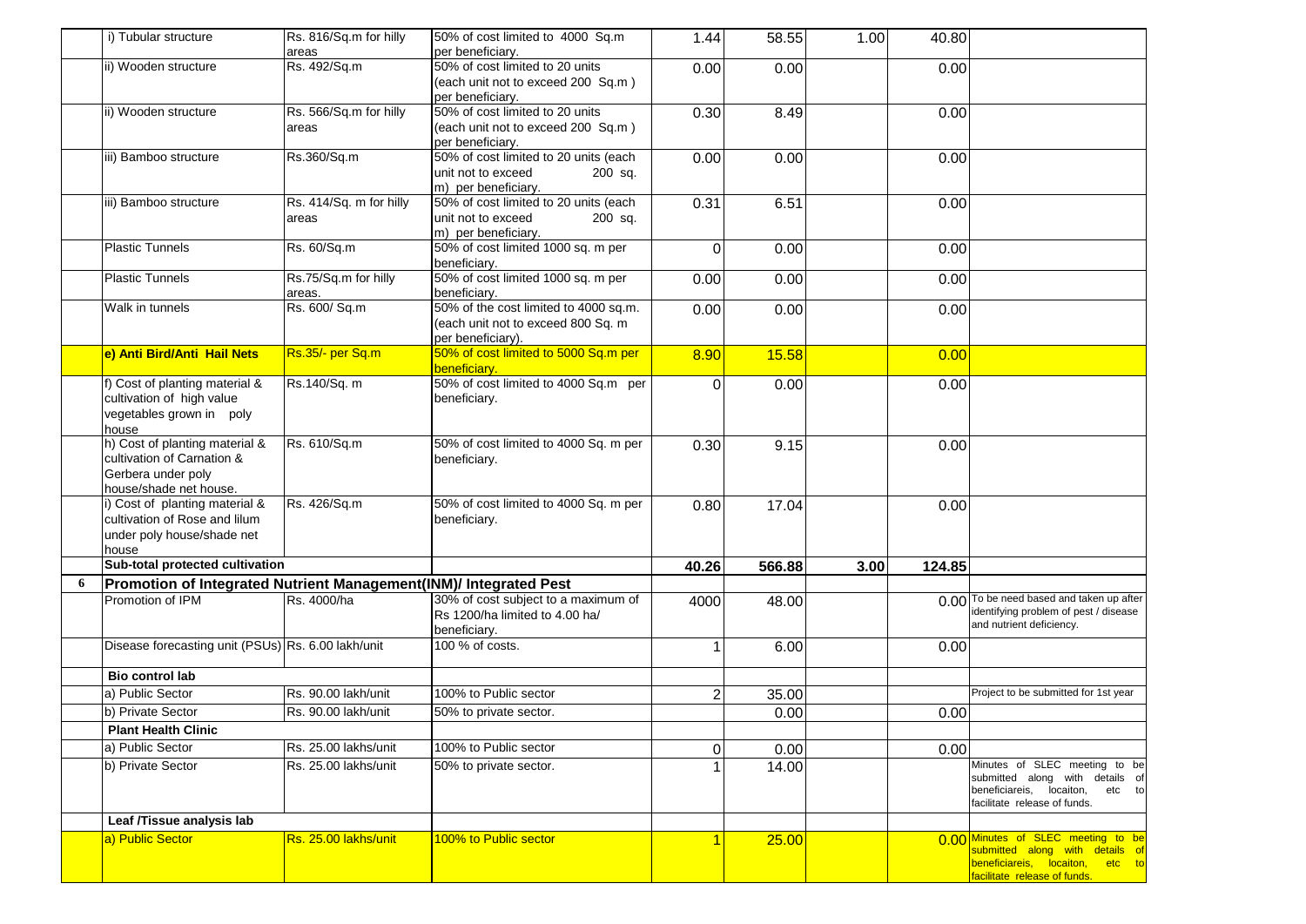| | | | | | | | | |
|---|---|---|---|---|---|---|---|---|
| | i) Tubular structure | Rs. 816/Sq.m for hilly areas | 50% of cost limited to 4000 Sq.m per beneficiary. | 1.44 | 58.55 | 1.00 | 40.80 | |
| | ii) Wooden structure | Rs. 492/Sq.m | 50% of cost limited to 20 units (each unit not to exceed 200 Sq.m ) per beneficiary. | 0.00 | 0.00 | | 0.00 | |
| | ii) Wooden structure | Rs. 566/Sq.m for hilly areas | 50% of cost limited to 20 units (each unit not to exceed 200 Sq.m ) per beneficiary. | 0.30 | 8.49 | | 0.00 | |
| | iii) Bamboo structure | Rs.360/Sq.m | 50% of cost limited to 20 units (each unit not to exceed 200 sq. m) per beneficiary. | 0.00 | 0.00 | | 0.00 | |
| | iii) Bamboo structure | Rs. 414/Sq. m for hilly areas | 50% of cost limited to 20 units (each unit not to exceed 200 sq. m) per beneficiary. | 0.31 | 6.51 | | 0.00 | |
| | Plastic Tunnels | Rs. 60/Sq.m | 50% of cost limited 1000 sq. m per beneficiary. | 0 | 0.00 | | 0.00 | |
| | Plastic Tunnels | Rs.75/Sq.m for hilly areas. | 50% of cost limited 1000 sq. m per beneficiary. | 0.00 | 0.00 | | 0.00 | |
| | Walk in tunnels | Rs. 600/ Sq.m | 50% of the cost limited to 4000 sq.m. (each unit not to exceed 800 Sq. m per beneficiary). | 0.00 | 0.00 | | 0.00 | |
| | **e) Anti Bird/Anti Hail Nets** | Rs.35/- per Sq.m | 50% of cost limited to 5000 Sq.m per beneficiary. | 8.90 | 15.58 | | 0.00 | |
| | f) Cost of planting material & cultivation of high value vegetables grown in poly house | Rs.140/Sq. m | 50% of cost limited to 4000 Sq.m per beneficiary. | 0 | 0.00 | | 0.00 | |
| | h) Cost of planting material & cultivation of Carnation & Gerbera under poly house/shade net house. | Rs. 610/Sq.m | 50% of cost limited to 4000 Sq. m per beneficiary. | 0.30 | 9.15 | | 0.00 | |
| | i) Cost of planting material & cultivation of Rose and lilum under poly house/shade net house | Rs. 426/Sq.m | 50% of cost limited to 4000 Sq. m per beneficiary. | 0.80 | 17.04 | | 0.00 | |
| | **Sub-total protected cultivation** | | | **40.26** | **566.88** | **3.00** | **124.85** | |
| **6** | **Promotion of Integrated Nutrient Management(INM)/ Integrated Pest** | | | | | | | |
| | Promotion of IPM | Rs. 4000/ha | 30% of cost subject to a maximum of Rs 1200/ha limited to 4.00 ha/ beneficiary. | 4000 | 48.00 | | 0.00 | To be need based and taken up after identifying problem of pest / disease and nutrient deficiency. |
| | Disease forecasting unit (PSUs) | Rs. 6.00 lakh/unit | 100 % of costs. | 1 | 6.00 | | 0.00 | |
| | **Bio control lab** | | | | | | | |
| | a) Public Sector | Rs. 90.00 lakh/unit | 100% to Public sector | 2 | 35.00 | | | Project to be submitted for 1st year |
| | b) Private Sector | Rs. 90.00 lakh/unit | 50% to private sector. | | 0.00 | | 0.00 | |
| | **Plant Health Clinic** | | | | | | | |
| | a) Public Sector | Rs. 25.00 lakhs/unit | 100% to Public sector | 0 | 0.00 | | 0.00 | |
| | b) Private Sector | Rs. 25.00 lakhs/unit | 50% to private sector. | 1 | 14.00 | | | Minutes of SLEC meeting to be submitted along with details of beneficiareis, locaiton, etc to facilitate release of funds. |
| | **Leaf /Tissue analysis lab** | | | | | | | |
| | a) Public Sector | Rs. 25.00 lakhs/unit | 100% to Public sector | 1 | 25.00 | | 0.00 | Minutes of SLEC meeting to be submitted along with details of beneficiareis, locaiton, etc to facilitate release of funds. |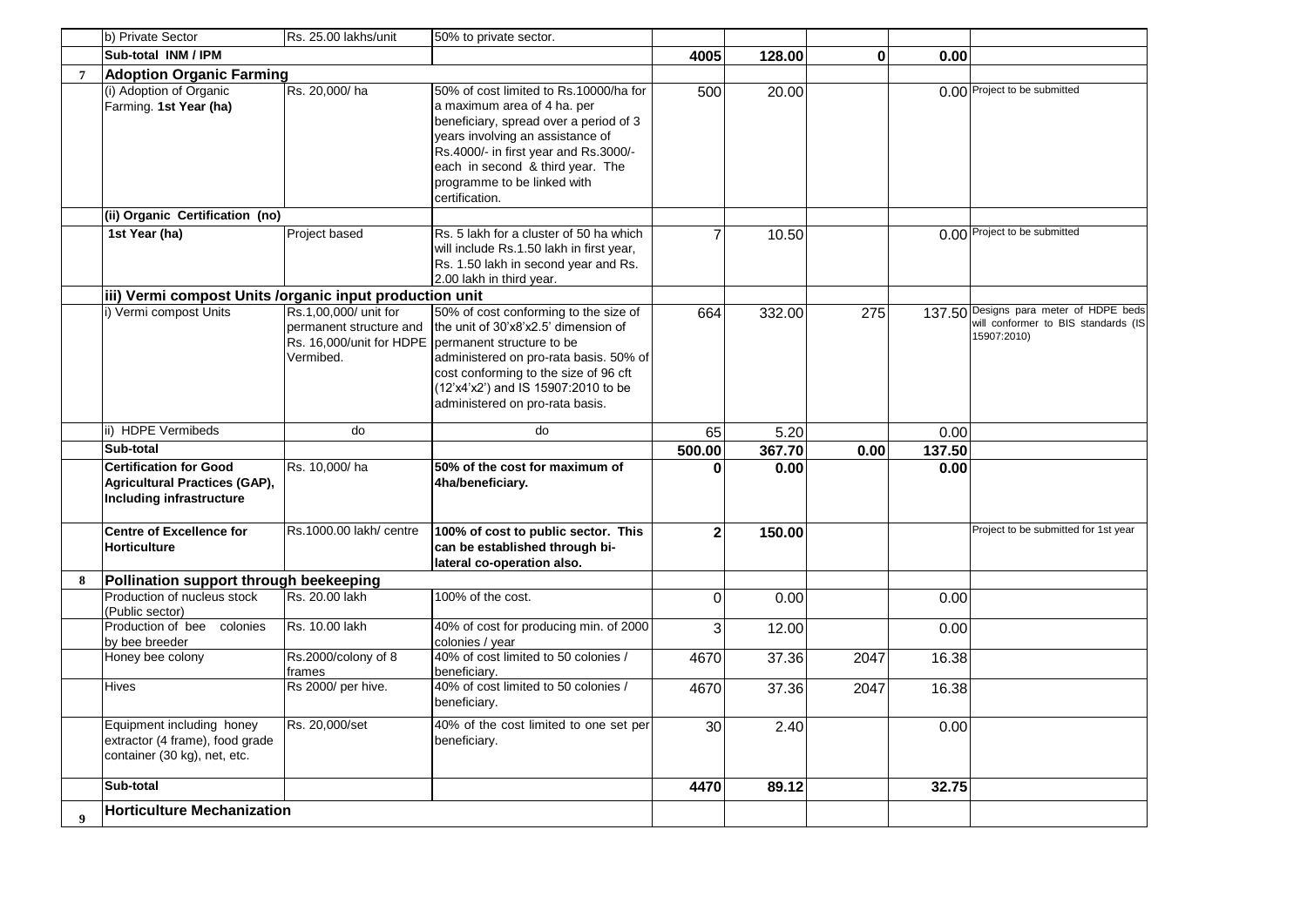| | | | | | | | | |
|---|---|---|---|---|---|---|---|---|
| | b) Private Sector | Rs. 25.00 lakhs/unit | 50% to private sector. | | | | | |
| | **Sub-total INM / IPM** | | | **4005** | **128.00** | **0** | **0.00** | |
| **7** | **Adoption Organic Farming** | | | | | | | |
| | (i) Adoption of Organic Farming. **1st Year (ha)** | Rs. 20,000/ ha | 50% of cost limited to Rs.10000/ha for a maximum area of 4 ha. per beneficiary, spread over a period of 3 years involving an assistance of Rs.4000/- in first year and Rs.3000/- each in second & third year. The programme to be linked with certification. | 500 | 20.00 | | 0.00 | Project to be submitted |
| | **(ii) Organic Certification (no)** | | | | | | | |
| | **1st Year (ha)** | Project based | Rs. 5 lakh for a cluster of 50 ha which will include Rs.1.50 lakh in first year, Rs. 1.50 lakh in second year and Rs. 2.00 lakh in third year. | 7 | 10.50 | | 0.00 | Project to be submitted |
| | **iii) Vermi compost Units /organic input production unit** | | | | | | | |
| | i) Vermi compost Units | Rs.1,00,000/ unit for permanent structure and Rs. 16,000/unit for HDPE Vermibed. | 50% of cost conforming to the size of the unit of 30'x8'x2.5' dimension of permanent structure to be administered on pro-rata basis. 50% of cost conforming to the size of 96 cft (12'x4'x2') and IS 15907:2010 to be administered on pro-rata basis. | 664 | 332.00 | 275 | 137.50 | Designs para meter of HDPE beds will conformer to BIS standards (IS 15907:2010) |
| | ii) HDPE Vermibeds | do | do | 65 | 5.20 | | 0.00 | |
| | **Sub-total** | | | **500.00** | **367.70** | **0.00** | **137.50** | |
| | **Certification for Good Agricultural Practices (GAP), Including infrastructure** | Rs. 10,000/ ha | **50% of the cost for maximum of 4ha/beneficiary.** | **0** | **0.00** | | **0.00** | |
| | **Centre of Excellence for Horticulture** | Rs.1000.00 lakh/ centre | **100% of cost to public sector. This can be established through bi-lateral co-operation also.** | **2** | **150.00** | | | Project to be submitted for 1st year |
| **8** | **Pollination support through beekeeping** | | | | | | | |
| | Production of nucleus stock (Public sector) | Rs. 20.00 lakh | 100% of the cost. | 0 | 0.00 | | 0.00 | |
| | Production of bee colonies by bee breeder | Rs. 10.00 lakh | 40% of cost for producing min. of 2000 colonies / year | 3 | 12.00 | | 0.00 | |
| | Honey bee colony | Rs.2000/colony of 8 frames | 40% of cost limited to 50 colonies / beneficiary. | 4670 | 37.36 | 2047 | 16.38 | |
| | Hives | Rs 2000/ per hive. | 40% of cost limited to 50 colonies / beneficiary. | 4670 | 37.36 | 2047 | 16.38 | |
| | Equipment including honey extractor (4 frame), food grade container (30 kg), net, etc. | Rs. 20,000/set | 40% of the cost limited to one set per beneficiary. | 30 | 2.40 | | 0.00 | |
| | **Sub-total** | | | **4470** | **89.12** | | **32.75** | |
| **9** | **Horticulture Mechanization** | | | | | | | |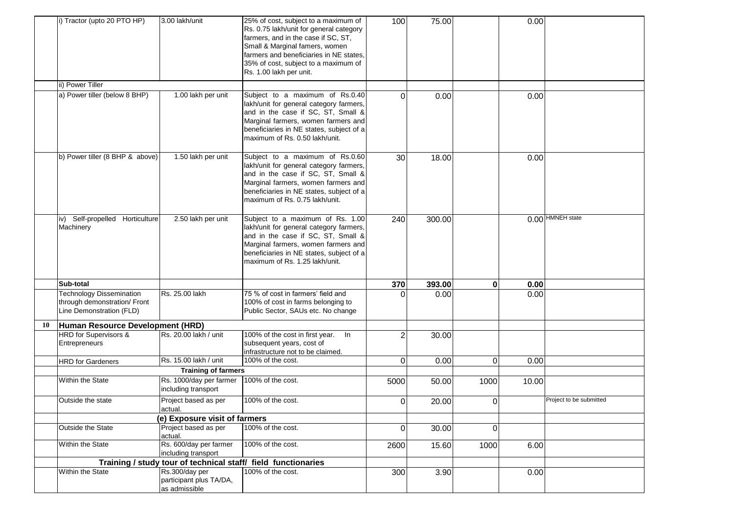|  |  |  |  |  |  |  |  |  |
|---|---|---|---|---|---|---|---|---|
|  | i) Tractor (upto 20 PTO HP) | 3.00 lakh/unit | 25% of cost, subject to a maximum of Rs. 0.75 lakh/unit for general category farmers, and in the case if SC, ST, Small & Marginal famers, women farmers and beneficiaries in NE states, 35% of cost, subject to a maximum of Rs. 1.00 lakh per unit. | 100 | 75.00 |  | 0.00 |  |
|  | ii) Power Tiller |  |  |  |  |  |  |  |
|  | a) Power tiller (below 8 BHP) | 1.00 lakh per unit | Subject to a maximum of Rs.0.40 lakh/unit for general category farmers, and in the case if SC, ST, Small & Marginal farmers, women farmers and beneficiaries in NE states, subject of a maximum of Rs. 0.50 lakh/unit. | 0 | 0.00 |  | 0.00 |  |
|  | b) Power tiller (8 BHP & above) | 1.50 lakh per unit | Subject to a maximum of Rs.0.60 lakh/unit for general category farmers, and in the case if SC, ST, Small & Marginal farmers, women farmers and beneficiaries in NE states, subject of a maximum of Rs. 0.75 lakh/unit. | 30 | 18.00 |  | 0.00 |  |
|  | iv) Self-propelled Horticulture Machinery | 2.50 lakh per unit | Subject to a maximum of Rs. 1.00 lakh/unit for general category farmers, and in the case if SC, ST, Small & Marginal farmers, women farmers and beneficiaries in NE states, subject of a maximum of Rs. 1.25 lakh/unit. | 240 | 300.00 |  | 0.00 | HMNEH state |
|  | **Sub-total** |  |  | **370** | **393.00** | **0** | **0.00** |  |
|  | Technology Dissemination through demonstration/ Front Line Demonstration (FLD) | Rs. 25.00 lakh | 75 % of cost in farmers' field and 100% of cost in farms belonging to Public Sector, SAUs etc. No change | 0 | 0.00 |  | 0.00 |  |
| **10** | **Human Resource Development (HRD)** |  |  |  |  |  |  |  |
|  | HRD for Supervisors & Entrepreneurs | Rs. 20.00 lakh / unit | 100% of the cost in first year. In subsequent years, cost of infrastructure not to be claimed. | 2 | 30.00 |  |  |  |
|  | HRD for Gardeners | Rs. 15.00 lakh / unit | 100% of the cost. | 0 | 0.00 | 0 | 0.00 |  |
|  |  | **Training of farmers** |  |  |  |  |  |  |
|  | Within the State | Rs. 1000/day per farmer including transport | 100% of the cost. | 5000 | 50.00 | 1000 | 10.00 |  |
|  | Outside the state | Project based as per actual. | 100% of the cost. | 0 | 20.00 | 0 |  | Project to be submitted |
|  |  | **(e) Exposure visit of farmers** |  |  |  |  |  |  |
|  | Outside the State | Project based as per actual. | 100% of the cost. | 0 | 30.00 | 0 |  |  |
|  | Within the State | Rs. 600/day per farmer including transport | 100% of the cost. | 2600 | 15.60 | 1000 | 6.00 |  |
|  |  | **Training / study tour of technical staff/ field functionaries** |  |  |  |  |  |  |
|  | Within the State | Rs.300/day per participant plus TA/DA, as admissible | 100% of the cost. | 300 | 3.90 |  | 0.00 |  |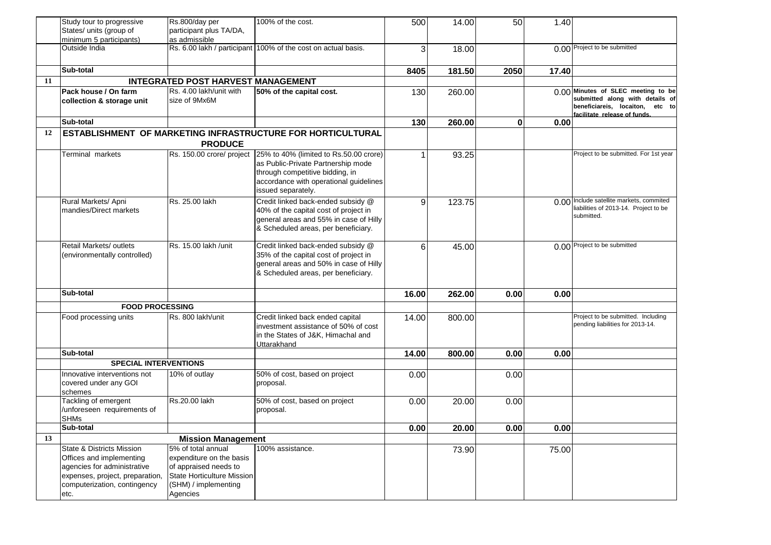| | | | | | | | | |
|---|---|---|---|---|---|---|---|---|
| | Study tour to progressive States/ units (group of minimum 5 participants) | Rs.800/day per participant plus TA/DA, as admissible | 100% of the cost. | 500 | 14.00 | 50 | 1.40 | |
| | Outside India | Rs. 6.00 lakh / participant | 100% of the cost on actual basis. | 3 | 18.00 | | 0.00 | Project to be submitted |
| | **Sub-total** | | | **8405** | **181.50** | **2050** | **17.40** | |
| **11** | **INTEGRATED POST HARVEST MANAGEMENT** | | | | | | | |
| | **Pack house / On farm collection & storage unit** | Rs. 4.00 lakh/unit with size of 9Mx6M | **50% of the capital cost.** | 130 | 260.00 | | 0.00 | **Minutes of SLEC meeting to be submitted along with details of beneficiareis, locaiton, etc to facilitate release of funds.** |
| | **Sub-total** | | | **130** | **260.00** | **0** | **0.00** | |
| **12** | **ESTABLISHMENT OF MARKETING INFRASTRUCTURE FOR HORTICULTURAL PRODUCE** | | | | | | | |
| | Terminal markets | Rs. 150.00 crore/ project | 25% to 40% (limited to Rs.50.00 crore) as Public-Private Partnership mode through competitive bidding, in accordance with operational guidelines issued separately. | 1 | 93.25 | | | Project to be submitted. For 1st year |
| | Rural Markets/ Apni mandies/Direct markets | Rs. 25.00 lakh | Credit linked back-ended subsidy @ 40% of the capital cost of project in general areas and 55% in case of Hilly & Scheduled areas, per beneficiary. | 9 | 123.75 | | 0.00 | Include satellite markets, commited liabilities of 2013-14. Project to be submitted. |
| | Retail Markets/ outlets (environmentally controlled) | Rs. 15.00 lakh /unit | Credit linked back-ended subsidy @ 35% of the capital cost of project in general areas and 50% in case of Hilly & Scheduled areas, per beneficiary. | 6 | 45.00 | | 0.00 | Project to be submitted |
| | **Sub-total** | | | **16.00** | **262.00** | **0.00** | **0.00** | |
| | **FOOD PROCESSING** | | | | | | | |
| | Food processing units | Rs. 800 lakh/unit | Credit linked back ended capital investment assistance of 50% of cost in the States of J&K, Himachal and Uttarakhand | 14.00 | 800.00 | | | Project to be submitted. Including pending liabilities for 2013-14. |
| | **Sub-total** | | | **14.00** | **800.00** | **0.00** | **0.00** | |
| | **SPECIAL INTERVENTIONS** | | | | | | | |
| | Innovative interventions not covered under any GOI schemes | 10% of outlay | 50% of cost, based on project proposal. | 0.00 | | 0.00 | | |
| | Tackling of emergent /unforeseen requirements of SHMs | Rs.20.00 lakh | 50% of cost, based on project proposal. | 0.00 | 20.00 | 0.00 | | |
| | **Sub-total** | | | **0.00** | **20.00** | **0.00** | **0.00** | |
| **13** | **Mission Management** | | | | | | | |
| | State & Districts Mission Offices and implementing agencies for administrative expenses, project, preparation, computerization, contingency etc. | 5% of total annual expenditure on the basis of appraised needs to State Horticulture Mission (SHM) / implementing Agencies | 100% assistance. | | 73.90 | | 75.00 | |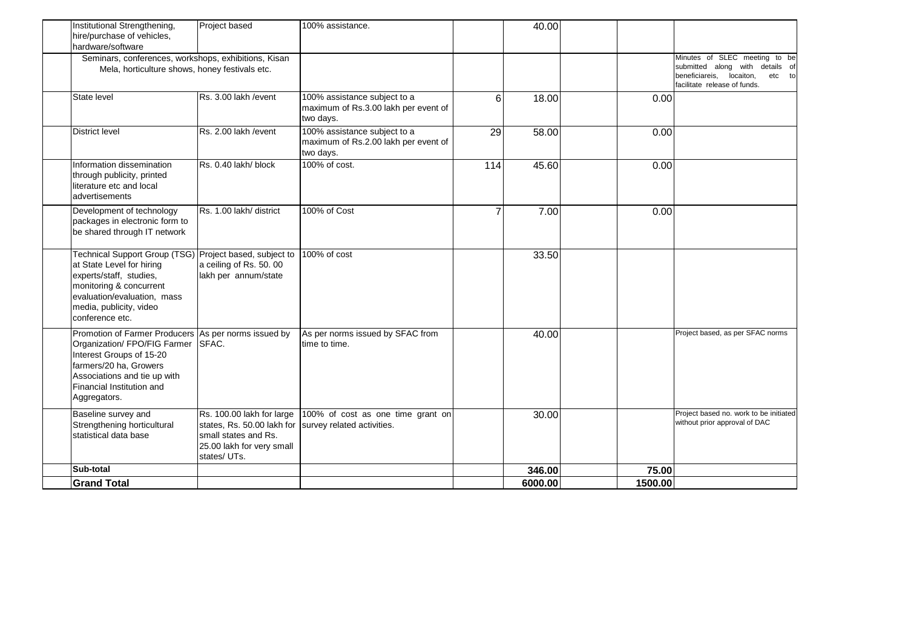| | | | | | | | | |
|---|---|---|---|---|---|---|---|---|
| | Institutional Strengthening, hire/purchase of vehicles, hardware/software | Project based | 100% assistance. | | 40.00 | | | |
| | Seminars, conferences, workshops, exhibitions, Kisan Mela, horticulture shows, honey festivals etc. | | | | | | | Minutes of SLEC meeting to be submitted along with details of beneficiareis, locaiton, etc to facilitate release of funds. |
| | State level | Rs. 3.00 lakh /event | 100% assistance subject to a maximum of Rs.3.00 lakh per event of two days. | 6 | 18.00 | | 0.00 | |
| | District level | Rs. 2.00 lakh /event | 100% assistance subject to a maximum of Rs.2.00 lakh per event of two days. | 29 | 58.00 | | 0.00 | |
| | Information dissemination through publicity, printed literature etc and local advertisements | Rs. 0.40 lakh/ block | 100% of cost. | 114 | 45.60 | | 0.00 | |
| | Development of technology packages in electronic form to be shared through IT network | Rs. 1.00 lakh/ district | 100% of Cost | 7 | 7.00 | | 0.00 | |
| | Technical Support Group (TSG) at State Level for hiring experts/staff, studies, monitoring & concurrent evaluation/evaluation, mass media, publicity, video conference etc. | Project based, subject to a ceiling of Rs. 50. 00 lakh per annum/state | 100% of cost | | 33.50 | | | |
| | Promotion of Farmer Producers Organization/ FPO/FIG Farmer Interest Groups of 15-20 farmers/20 ha, Growers Associations and tie up with Financial Institution and Aggregators. | As per norms issued by SFAC. | As per norms issued by SFAC from time to time. | | 40.00 | | | Project based, as per SFAC norms |
| | Baseline survey and Strengthening horticultural statistical data base | Rs. 100.00 lakh for large states, Rs. 50.00 lakh for small states and Rs. 25.00 lakh for very small states/ UTs. | 100% of cost as one time grant on survey related activities. | | 30.00 | | | Project based no. work to be initiated without prior approval of DAC |
| | **Sub-total** | | | | **346.00** | | **75.00** | |
| | **Grand Total** | | | | **6000.00** | | **1500.00** | |